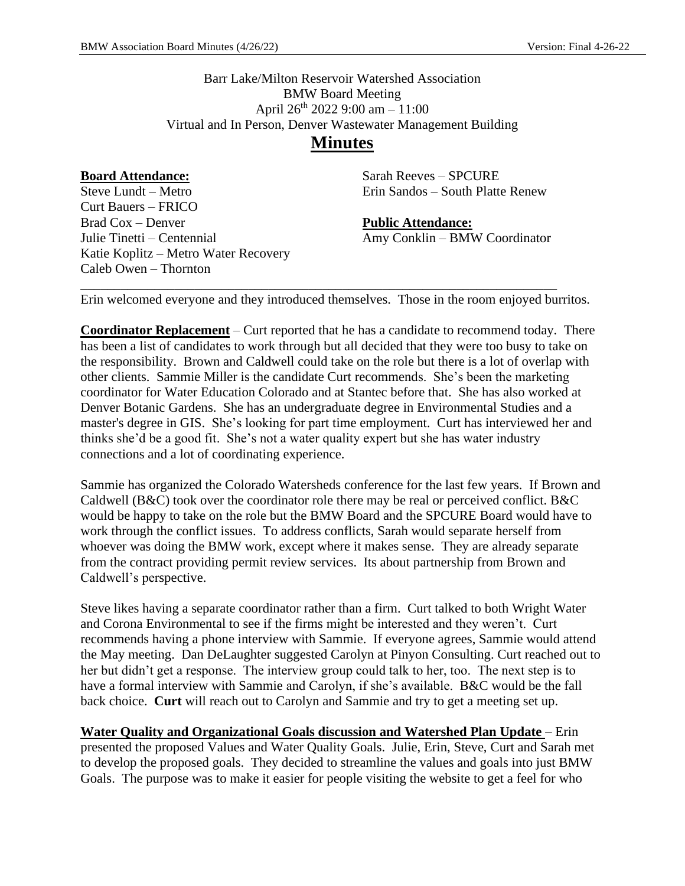Barr Lake/Milton Reservoir Watershed Association
BMW Board Meeting
April 26th 2022 9:00 am – 11:00
Virtual and In Person, Denver Wastewater Management Building

# Minutes

**Board Attendance:**
Steve Lundt – Metro
Curt Bauers – FRICO
Brad Cox – Denver
Julie Tinetti – Centennial
Katie Koplitz – Metro Water Recovery
Caleb Owen – Thornton
Sarah Reeves – SPCURE
Erin Sandos – South Platte Renew

**Public Attendance:**
Amy Conklin – BMW Coordinator

---

Erin welcomed everyone and they introduced themselves. Those in the room enjoyed burritos.

**Coordinator Replacement** – Curt reported that he has a candidate to recommend today. There has been a list of candidates to work through but all decided that they were too busy to take on the responsibility. Brown and Caldwell could take on the role but there is a lot of overlap with other clients. Sammie Miller is the candidate Curt recommends. She's been the marketing coordinator for Water Education Colorado and at Stantec before that. She has also worked at Denver Botanic Gardens. She has an undergraduate degree in Environmental Studies and a master's degree in GIS. She's looking for part time employment. Curt has interviewed her and thinks she'd be a good fit. She's not a water quality expert but she has water industry connections and a lot of coordinating experience.

Sammie has organized the Colorado Watersheds conference for the last few years. If Brown and Caldwell (B&C) took over the coordinator role there may be real or perceived conflict. B&C would be happy to take on the role but the BMW Board and the SPCURE Board would have to work through the conflict issues. To address conflicts, Sarah would separate herself from whoever was doing the BMW work, except where it makes sense. They are already separate from the contract providing permit review services. Its about partnership from Brown and Caldwell's perspective.

Steve likes having a separate coordinator rather than a firm. Curt talked to both Wright Water and Corona Environmental to see if the firms might be interested and they weren't. Curt recommends having a phone interview with Sammie. If everyone agrees, Sammie would attend the May meeting. Dan DeLaughter suggested Carolyn at Pinyon Consulting. Curt reached out to her but didn't get a response. The interview group could talk to her, too. The next step is to have a formal interview with Sammie and Carolyn, if she's available. B&C would be the fall back choice. **Curt** will reach out to Carolyn and Sammie and try to get a meeting set up.

**Water Quality and Organizational Goals discussion and Watershed Plan Update** – Erin presented the proposed Values and Water Quality Goals. Julie, Erin, Steve, Curt and Sarah met to develop the proposed goals. They decided to streamline the values and goals into just BMW Goals. The purpose was to make it easier for people visiting the website to get a feel for who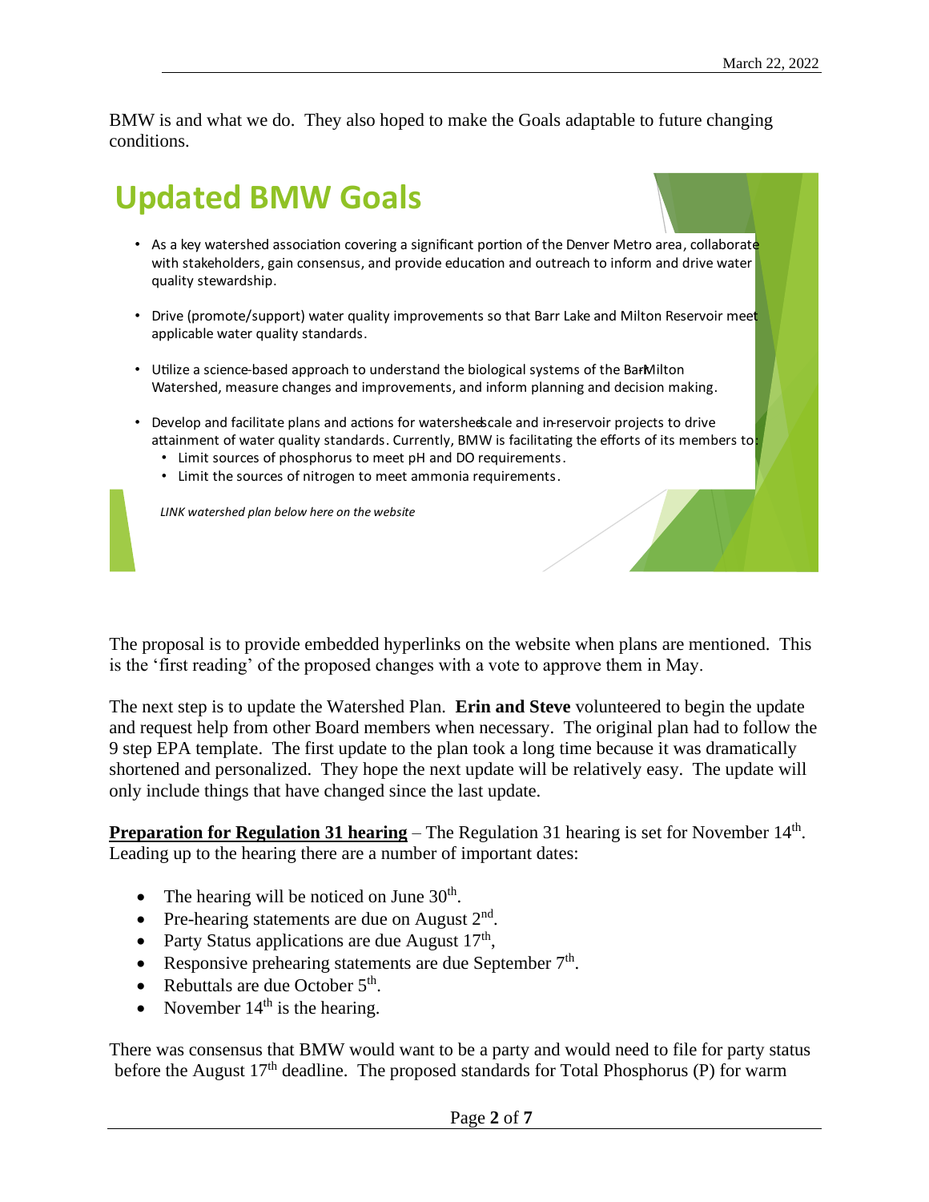BMW is and what we do. They also hoped to make the Goals adaptable to future changing conditions.

## Updated BMW Goals

- As a key watershed association covering a significant portion of the Denver Metro area, collaborate with stakeholders, gain consensus, and provide education and outreach to inform and drive water quality stewardship.
- Drive (promote/support) water quality improvements so that Barr Lake and Milton Reservoir meet applicable water quality standards.
- Utilize a science-based approach to understand the biological systems of the Barr-Milton Watershed, measure changes and improvements, and inform planning and decision making.
- Develop and facilitate plans and actions for watershed-scale and in-reservoir projects to drive attainment of water quality standards. Currently, BMW is facilitating the efforts of its members to:
  - Limit sources of phosphorus to meet pH and DO requirements.
  - Limit the sources of nitrogen to meet ammonia requirements.

*LINK watershed plan below here on the website*

The proposal is to provide embedded hyperlinks on the website when plans are mentioned. This is the 'first reading' of the proposed changes with a vote to approve them in May.

The next step is to update the Watershed Plan. **Erin and Steve** volunteered to begin the update and request help from other Board members when necessary. The original plan had to follow the 9 step EPA template. The first update to the plan took a long time because it was dramatically shortened and personalized. They hope the next update will be relatively easy. The update will only include things that have changed since the last update.

**<u>Preparation for Regulation 31 hearing</u>** – The Regulation 31 hearing is set for November 14th. Leading up to the hearing there are a number of important dates:

- The hearing will be noticed on June 30th.
- Pre-hearing statements are due on August 2nd.
- Party Status applications are due August 17th,
- Responsive prehearing statements are due September 7th.
- Rebuttals are due October 5th.
- November 14th is the hearing.

There was consensus that BMW would want to be a party and would need to file for party status before the August 17th deadline. The proposed standards for Total Phosphorus (P) for warm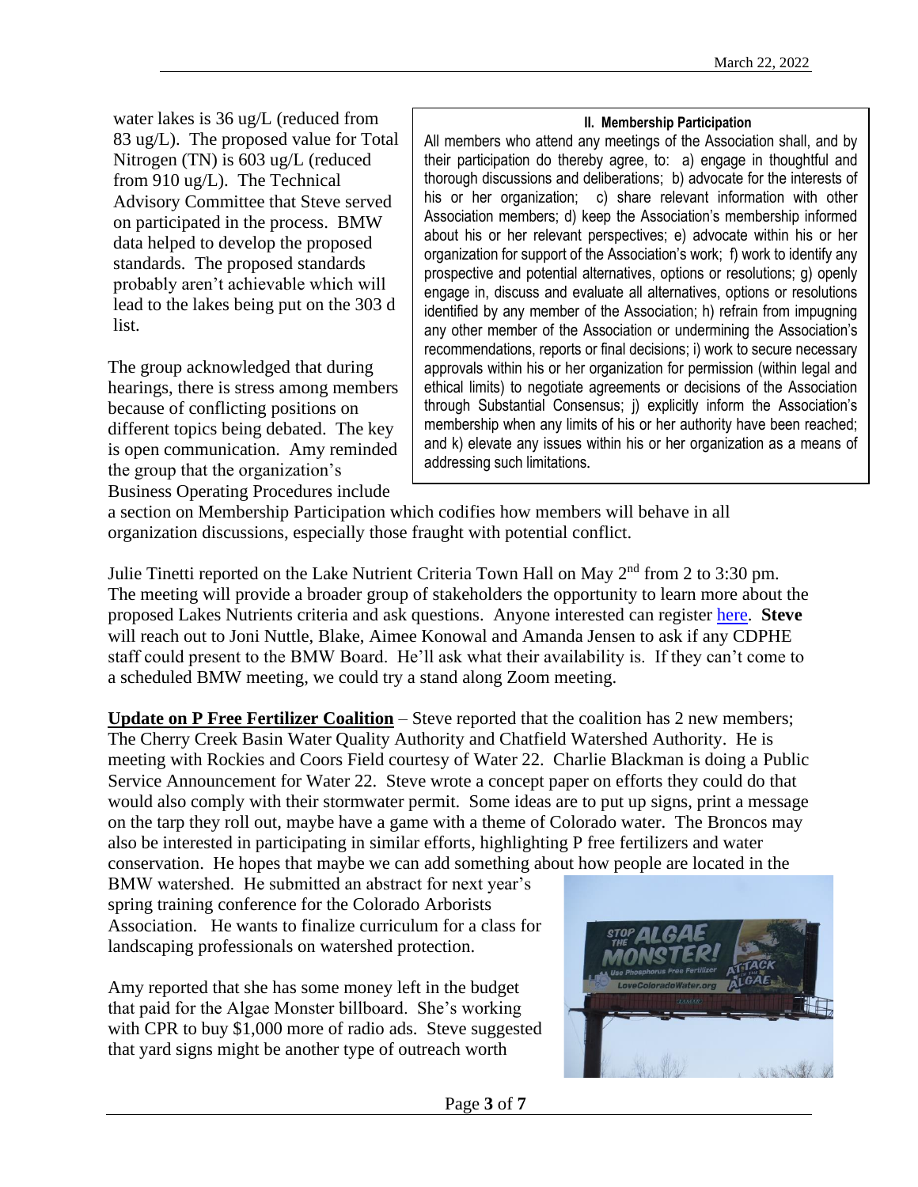water lakes is 36 ug/L (reduced from 83 ug/L). The proposed value for Total Nitrogen (TN) is 603 ug/L (reduced from 910 ug/L). The Technical Advisory Committee that Steve served on participated in the process. BMW data helped to develop the proposed standards. The proposed standards probably aren't achievable which will lead to the lakes being put on the 303 d list.

> **II. Membership Participation**
>
> All members who attend any meetings of the Association shall, and by their participation do thereby agree, to: a) engage in thoughtful and thorough discussions and deliberations; b) advocate for the interests of his or her organization; c) share relevant information with other Association members; d) keep the Association's membership informed about his or her relevant perspectives; e) advocate within his or her organization for support of the Association's work; f) work to identify any prospective and potential alternatives, options or resolutions; g) openly engage in, discuss and evaluate all alternatives, options or resolutions identified by any member of the Association; h) refrain from impugning any other member of the Association or undermining the Association's recommendations, reports or final decisions; i) work to secure necessary approvals within his or her organization for permission (within legal and ethical limits) to negotiate agreements or decisions of the Association through Substantial Consensus; j) explicitly inform the Association's membership when any limits of his or her authority have been reached; and k) elevate any issues within his or her organization as a means of addressing such limitations.

The group acknowledged that during hearings, there is stress among members because of conflicting positions on different topics being debated. The key is open communication. Amy reminded the group that the organization's Business Operating Procedures include a section on Membership Participation which codifies how members will behave in all organization discussions, especially those fraught with potential conflict.

Julie Tinetti reported on the Lake Nutrient Criteria Town Hall on May 2nd from 2 to 3:30 pm. The meeting will provide a broader group of stakeholders the opportunity to learn more about the proposed Lakes Nutrients criteria and ask questions. Anyone interested can register here. **Steve** will reach out to Joni Nuttle, Blake, Aimee Konowal and Amanda Jensen to ask if any CDPHE staff could present to the BMW Board. He'll ask what their availability is. If they can't come to a scheduled BMW meeting, we could try a stand along Zoom meeting.

**Update on P Free Fertilizer Coalition** – Steve reported that the coalition has 2 new members; The Cherry Creek Basin Water Quality Authority and Chatfield Watershed Authority. He is meeting with Rockies and Coors Field courtesy of Water 22. Charlie Blackman is doing a Public Service Announcement for Water 22. Steve wrote a concept paper on efforts they could do that would also comply with their stormwater permit. Some ideas are to put up signs, print a message on the tarp they roll out, maybe have a game with a theme of Colorado water. The Broncos may also be interested in participating in similar efforts, highlighting P free fertilizers and water conservation. He hopes that maybe we can add something about how people are located in the BMW watershed. He submitted an abstract for next year's spring training conference for the Colorado Arborists Association. He wants to finalize curriculum for a class for landscaping professionals on watershed protection.

Amy reported that she has some money left in the budget that paid for the Algae Monster billboard. She's working with CPR to buy $1,000 more of radio ads. Steve suggested that yard signs might be another type of outreach worth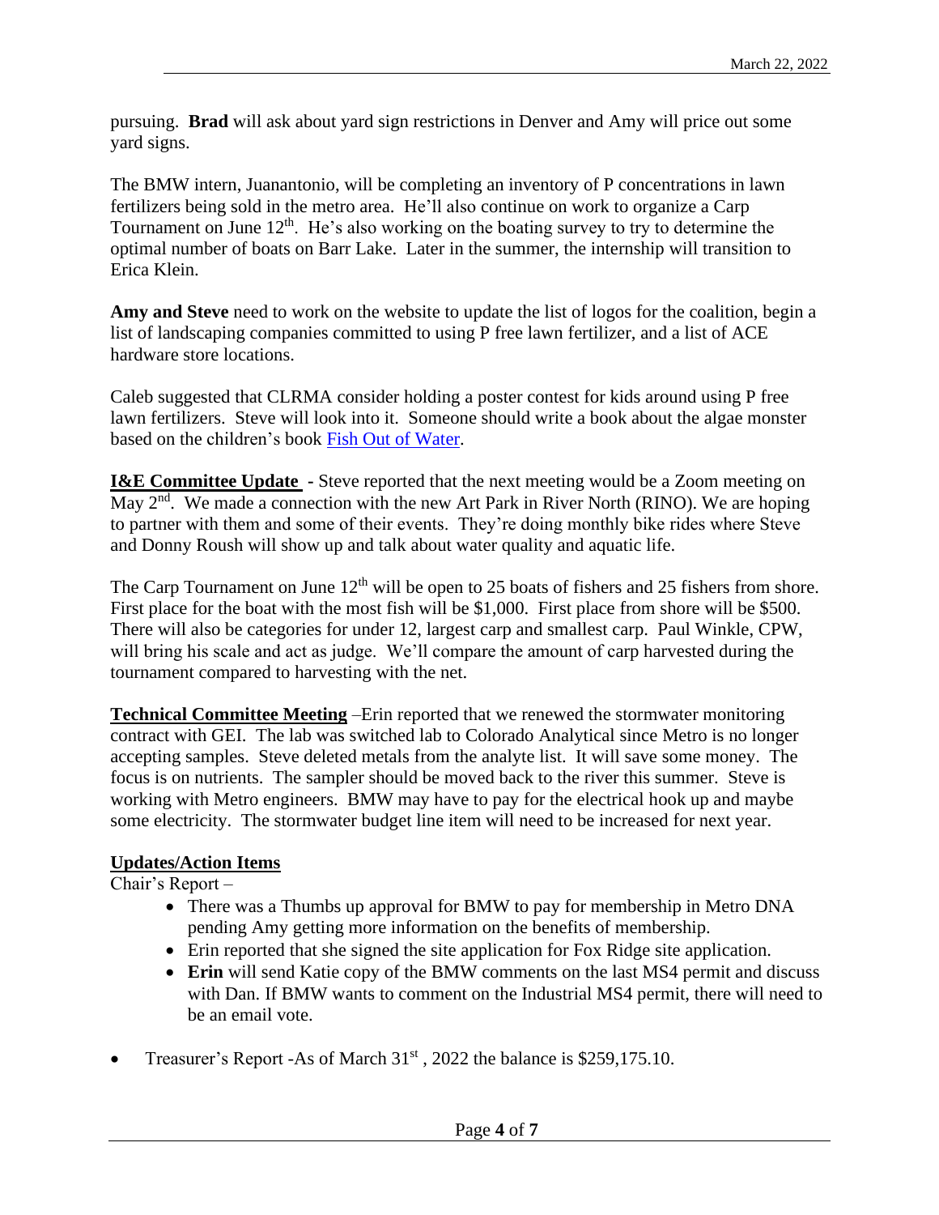pursuing. **Brad** will ask about yard sign restrictions in Denver and Amy will price out some yard signs.

The BMW intern, Juanantonio, will be completing an inventory of P concentrations in lawn fertilizers being sold in the metro area. He'll also continue on work to organize a Carp Tournament on June 12th. He's also working on the boating survey to try to determine the optimal number of boats on Barr Lake. Later in the summer, the internship will transition to Erica Klein.

**Amy and Steve** need to work on the website to update the list of logos for the coalition, begin a list of landscaping companies committed to using P free lawn fertilizer, and a list of ACE hardware store locations.

Caleb suggested that CLRMA consider holding a poster contest for kids around using P free lawn fertilizers. Steve will look into it. Someone should write a book about the algae monster based on the children's book Fish Out of Water.

**I&E Committee Update** - Steve reported that the next meeting would be a Zoom meeting on May 2nd. We made a connection with the new Art Park in River North (RINO). We are hoping to partner with them and some of their events. They're doing monthly bike rides where Steve and Donny Roush will show up and talk about water quality and aquatic life.

The Carp Tournament on June 12th will be open to 25 boats of fishers and 25 fishers from shore. First place for the boat with the most fish will be $1,000. First place from shore will be $500. There will also be categories for under 12, largest carp and smallest carp. Paul Winkle, CPW, will bring his scale and act as judge. We'll compare the amount of carp harvested during the tournament compared to harvesting with the net.

**Technical Committee Meeting** –Erin reported that we renewed the stormwater monitoring contract with GEI. The lab was switched lab to Colorado Analytical since Metro is no longer accepting samples. Steve deleted metals from the analyte list. It will save some money. The focus is on nutrients. The sampler should be moved back to the river this summer. Steve is working with Metro engineers. BMW may have to pay for the electrical hook up and maybe some electricity. The stormwater budget line item will need to be increased for next year.

**Updates/Action Items**

Chair's Report –

- There was a Thumbs up approval for BMW to pay for membership in Metro DNA pending Amy getting more information on the benefits of membership.
- Erin reported that she signed the site application for Fox Ridge site application.
- **Erin** will send Katie copy of the BMW comments on the last MS4 permit and discuss with Dan. If BMW wants to comment on the Industrial MS4 permit, there will need to be an email vote.

- Treasurer's Report -As of March 31st , 2022 the balance is $259,175.10.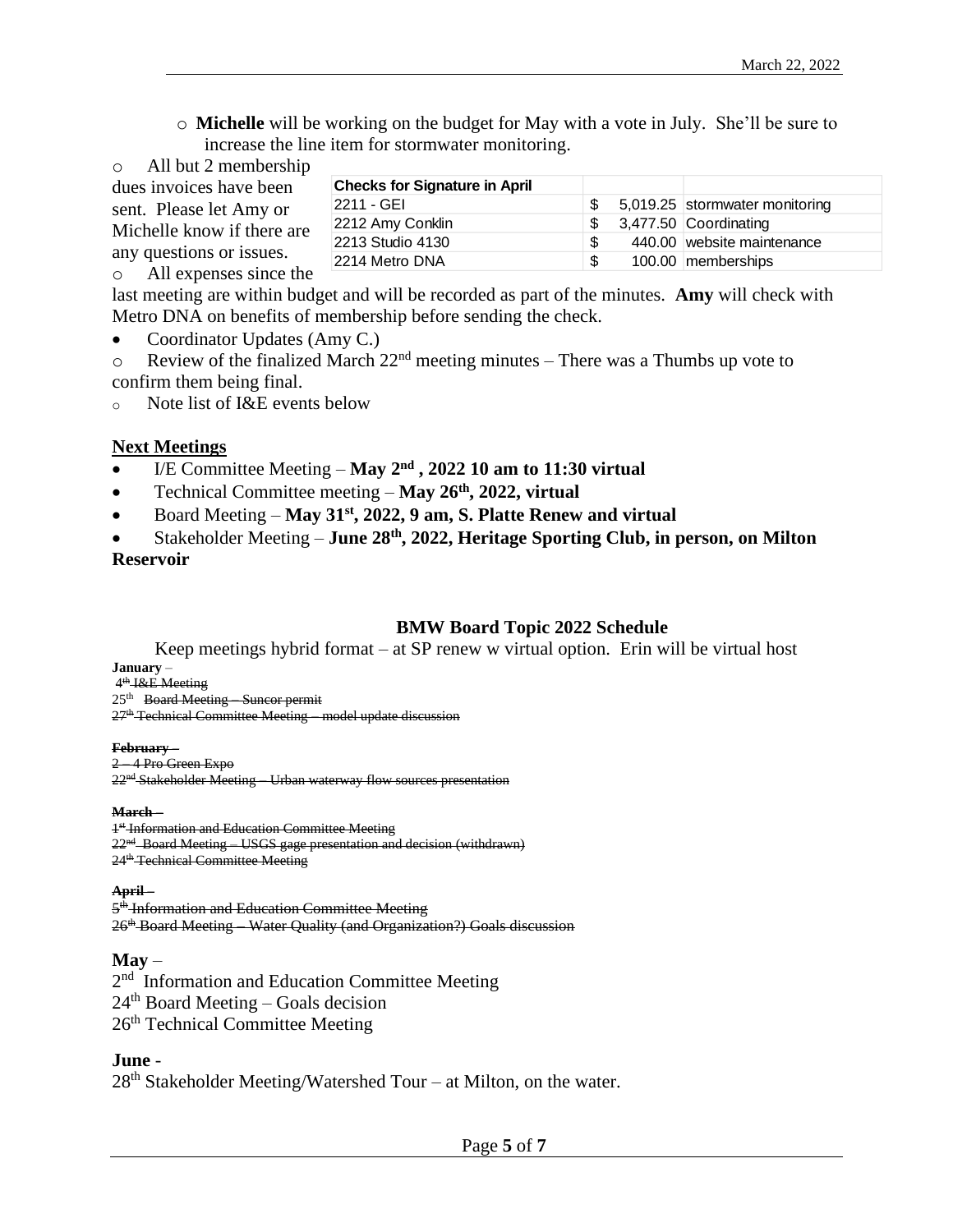- **Michelle** will be working on the budget for May with a vote in July. She'll be sure to increase the line item for stormwater monitoring.
- All but 2 membership dues invoices have been sent. Please let Amy or Michelle know if there are any questions or issues.

| Checks for Signature in April | | |
|---|---|---|
| 2211 - GEI | $ 5,019.25 | stormwater monitoring |
| 2212 Amy Conklin | $ 3,477.50 | Coordinating |
| 2213 Studio 4130 | $ 440.00 | website maintenance |
| 2214 Metro DNA | $ 100.00 | memberships |

- All expenses since the last meeting are within budget and will be recorded as part of the minutes. **Amy** will check with Metro DNA on benefits of membership before sending the check.

- Coordinator Updates (Amy C.)
  - Review of the finalized March 22nd meeting minutes – There was a Thumbs up vote to confirm them being final.
  - Note list of I&E events below

## Next Meetings

- I/E Committee Meeting – **May 2nd , 2022 10 am to 11:30 virtual**
- Technical Committee meeting – **May 26th, 2022, virtual**
- Board Meeting – **May 31st, 2022, 9 am, S. Platte Renew and virtual**
- Stakeholder Meeting – **June 28th, 2022, Heritage Sporting Club, in person, on Milton Reservoir**

### BMW Board Topic 2022 Schedule

Keep meetings hybrid format – at SP renew w virtual option. Erin will be virtual host

**January** –
~~4th I&E Meeting~~
25th ~~Board Meeting – Suncor permit~~
~~27th Technical Committee Meeting – model update discussion~~

~~**February** –~~
~~2 – 4 Pro Green Expo~~
~~22nd Stakeholder Meeting – Urban waterway flow sources presentation~~

~~**March** –~~
~~1st Information and Education Committee Meeting~~
~~22nd Board Meeting – USGS gage presentation and decision (withdrawn)~~
~~24th Technical Committee Meeting~~

~~**April** –~~
~~5th Information and Education Committee Meeting~~
~~26th Board Meeting – Water Quality (and Organization?) Goals discussion~~

**May** –
2nd Information and Education Committee Meeting
24th Board Meeting – Goals decision
26th Technical Committee Meeting

**June** -
28th Stakeholder Meeting/Watershed Tour – at Milton, on the water.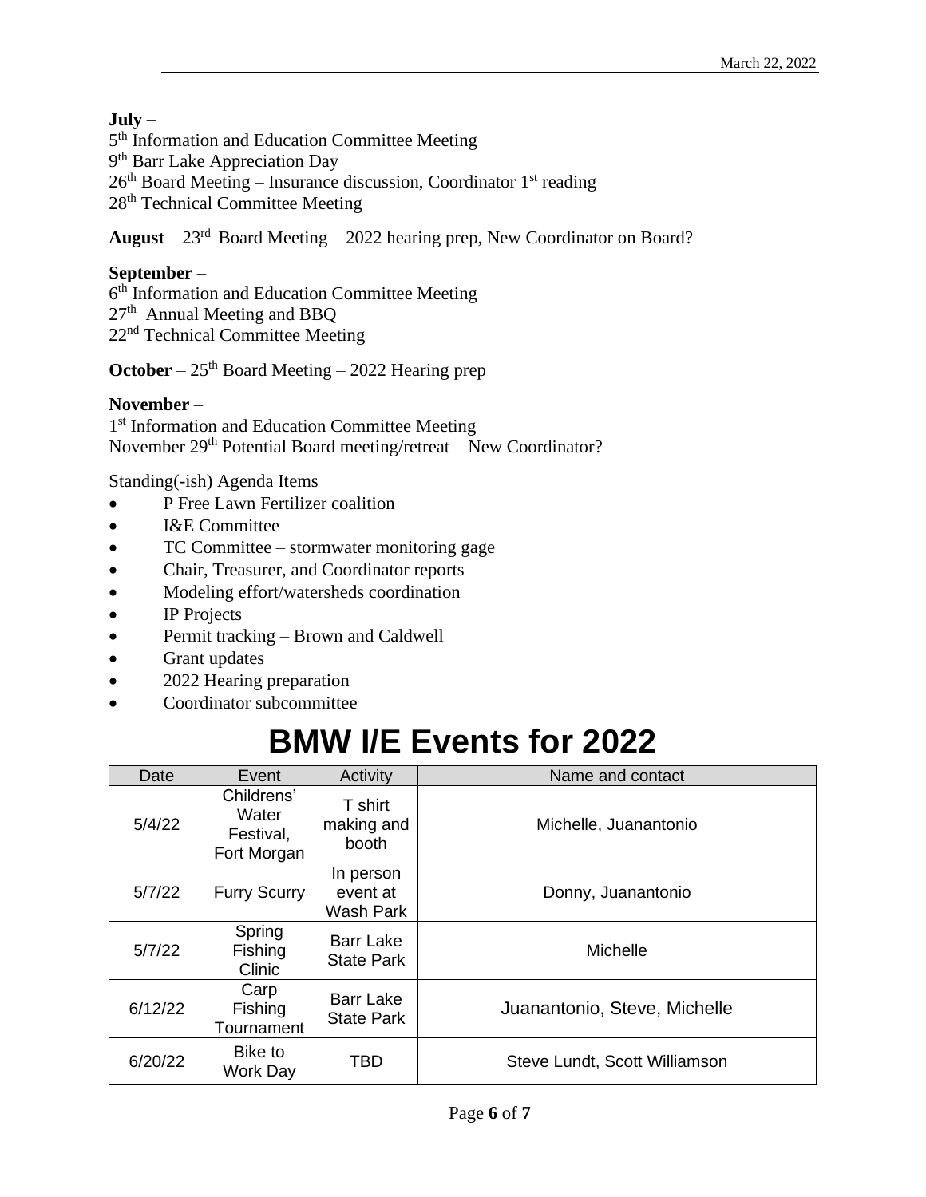**July** –
5th Information and Education Committee Meeting
9th Barr Lake Appreciation Day
26th Board Meeting – Insurance discussion, Coordinator 1st reading
28th Technical Committee Meeting

**August** – 23rd Board Meeting – 2022 hearing prep, New Coordinator on Board?

**September** –
6th Information and Education Committee Meeting
27th Annual Meeting and BBQ
22nd Technical Committee Meeting

**October** – 25th Board Meeting – 2022 Hearing prep

**November** –
1st Information and Education Committee Meeting
November 29th Potential Board meeting/retreat – New Coordinator?

Standing(-ish) Agenda Items

- P Free Lawn Fertilizer coalition
- I&E Committee
- TC Committee – stormwater monitoring gage
- Chair, Treasurer, and Coordinator reports
- Modeling effort/watersheds coordination
- IP Projects
- Permit tracking – Brown and Caldwell
- Grant updates
- 2022 Hearing preparation
- Coordinator subcommittee

# BMW I/E Events for 2022

| Date | Event | Activity | Name and contact |
|---|---|---|---|
| 5/4/22 | Childrens' Water Festival, Fort Morgan | T shirt making and booth | Michelle, Juanantonio |
| 5/7/22 | Furry Scurry | In person event at Wash Park | Donny, Juanantonio |
| 5/7/22 | Spring Fishing Clinic | Barr Lake State Park | Michelle |
| 6/12/22 | Carp Fishing Tournament | Barr Lake State Park | Juanantonio, Steve, Michelle |
| 6/20/22 | Bike to Work Day | TBD | Steve Lundt, Scott Williamson |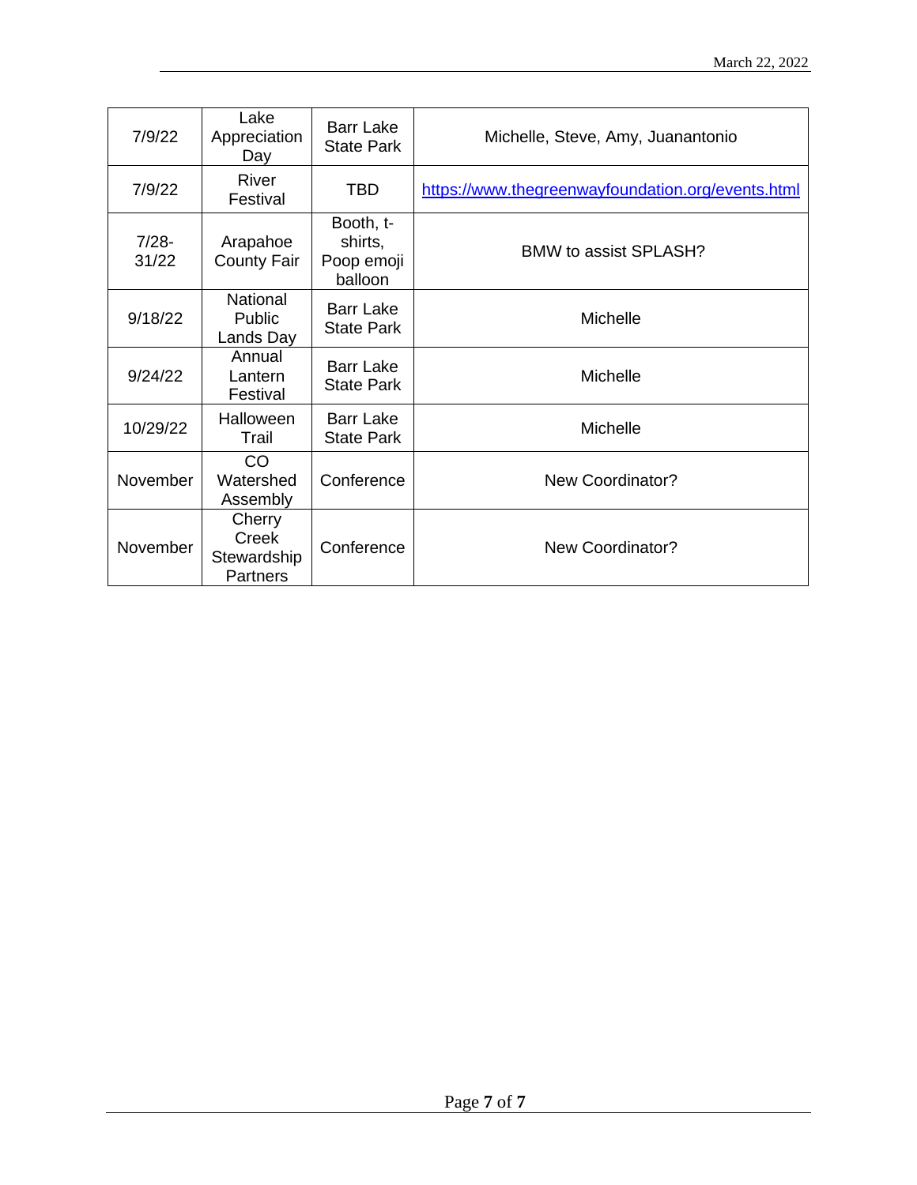| | | | |
|---|---|---|---|
| 7/9/22 | Lake Appreciation Day | Barr Lake State Park | Michelle, Steve, Amy, Juanantonio |
| 7/9/22 | River Festival | TBD | https://www.thegreenwayfoundation.org/events.html |
| 7/28-31/22 | Arapahoe County Fair | Booth, t-shirts, Poop emoji balloon | BMW to assist SPLASH? |
| 9/18/22 | National Public Lands Day | Barr Lake State Park | Michelle |
| 9/24/22 | Annual Lantern Festival | Barr Lake State Park | Michelle |
| 10/29/22 | Halloween Trail | Barr Lake State Park | Michelle |
| November | CO Watershed Assembly | Conference | New Coordinator? |
| November | Cherry Creek Stewardship Partners | Conference | New Coordinator? |